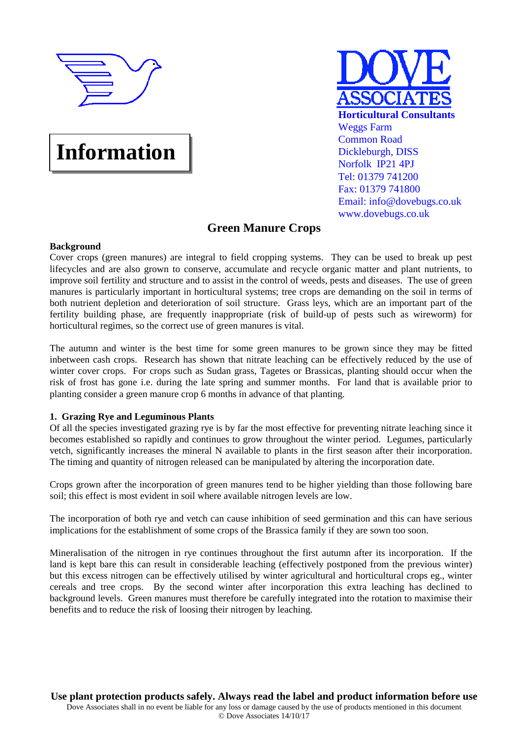# Information

**DOVE ASSOCIATES**
**Horticultural Consultants**
Weggs Farm
Common Road
Dickleburgh, DISS
Norfolk IP21 4PJ
Tel: 01379 741200
Fax: 01379 741800
Email: info@dovebugs.co.uk
www.dovebugs.co.uk

## Green Manure Crops

**Background**

Cover crops (green manures) are integral to field cropping systems. They can be used to break up pest lifecycles and are also grown to conserve, accumulate and recycle organic matter and plant nutrients, to improve soil fertility and structure and to assist in the control of weeds, pests and diseases. The use of green manures is particularly important in horticultural systems; tree crops are demanding on the soil in terms of both nutrient depletion and deterioration of soil structure. Grass leys, which are an important part of the fertility building phase, are frequently inappropriate (risk of build-up of pests such as wireworm) for horticultural regimes, so the correct use of green manures is vital.

The autumn and winter is the best time for some green manures to be grown since they may be fitted inbetween cash crops. Research has shown that nitrate leaching can be effectively reduced by the use of winter cover crops. For crops such as Sudan grass, Tagetes or Brassicas, planting should occur when the risk of frost has gone i.e. during the late spring and summer months. For land that is available prior to planting consider a green manure crop 6 months in advance of that planting.

**1. Grazing Rye and Leguminous Plants**

Of all the species investigated grazing rye is by far the most effective for preventing nitrate leaching since it becomes established so rapidly and continues to grow throughout the winter period. Legumes, particularly vetch, significantly increases the mineral N available to plants in the first season after their incorporation. The timing and quantity of nitrogen released can be manipulated by altering the incorporation date.

Crops grown after the incorporation of green manures tend to be higher yielding than those following bare soil; this effect is most evident in soil where available nitrogen levels are low.

The incorporation of both rye and vetch can cause inhibition of seed germination and this can have serious implications for the establishment of some crops of the Brassica family if they are sown too soon.

Mineralisation of the nitrogen in rye continues throughout the first autumn after its incorporation. If the land is kept bare this can result in considerable leaching (effectively postponed from the previous winter) but this excess nitrogen can be effectively utilised by winter agricultural and horticultural crops eg., winter cereals and tree crops. By the second winter after incorporation this extra leaching has declined to background levels. Green manures must therefore be carefully integrated into the rotation to maximise their benefits and to reduce the risk of loosing their nitrogen by leaching.

**Use plant protection products safely. Always read the label and product information before use**

Dove Associates shall in no event be liable for any loss or damage caused by the use of products mentioned in this document
© Dove Associates 14/10/17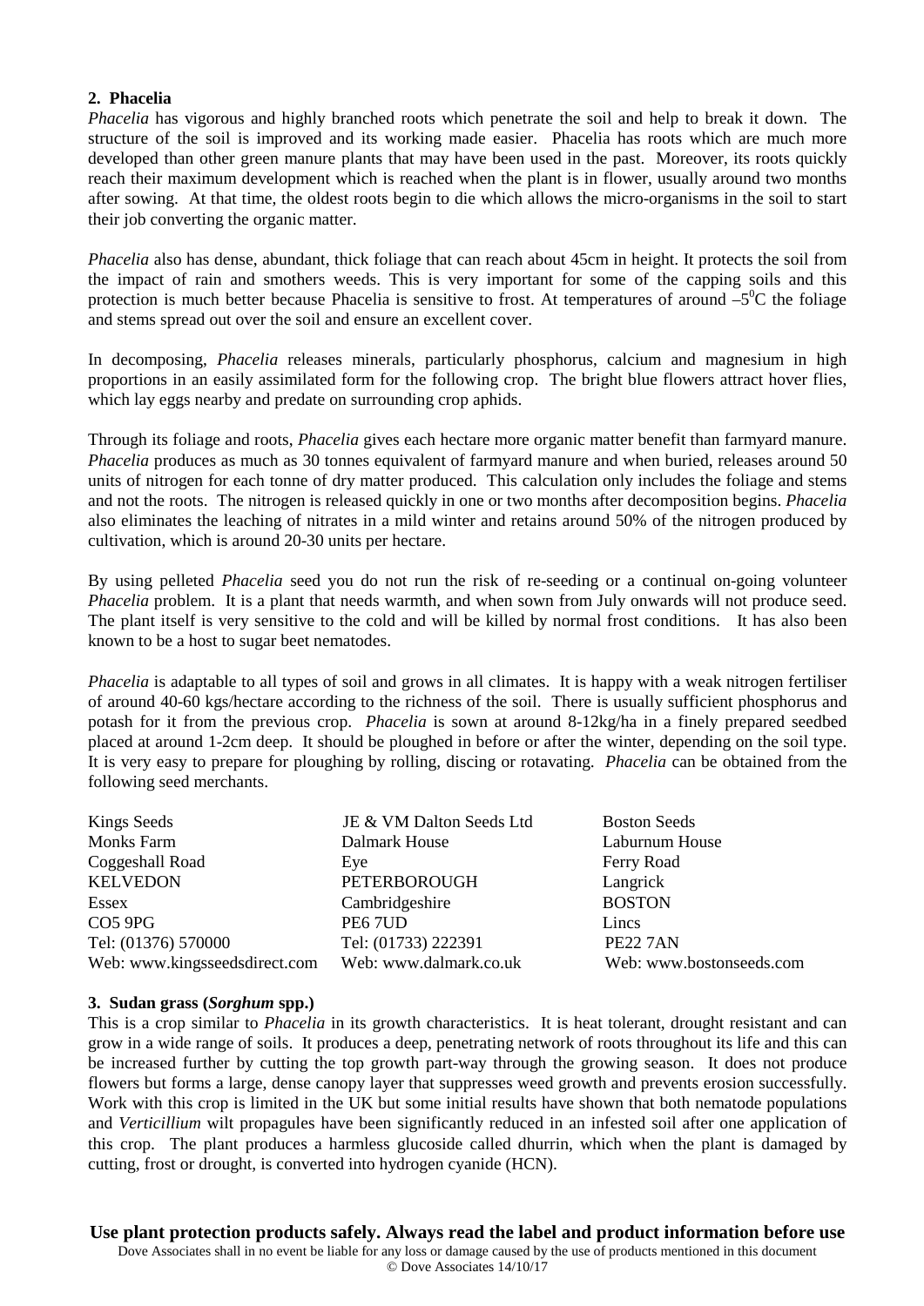## 2. Phacelia

*Phacelia* has vigorous and highly branched roots which penetrate the soil and help to break it down. The structure of the soil is improved and its working made easier. Phacelia has roots which are much more developed than other green manure plants that may have been used in the past. Moreover, its roots quickly reach their maximum development which is reached when the plant is in flower, usually around two months after sowing. At that time, the oldest roots begin to die which allows the micro-organisms in the soil to start their job converting the organic matter.

*Phacelia* also has dense, abundant, thick foliage that can reach about 45cm in height. It protects the soil from the impact of rain and smothers weeds. This is very important for some of the capping soils and this protection is much better because Phacelia is sensitive to frost. At temperatures of around $-5^0$C the foliage and stems spread out over the soil and ensure an excellent cover.

In decomposing, *Phacelia* releases minerals, particularly phosphorus, calcium and magnesium in high proportions in an easily assimilated form for the following crop. The bright blue flowers attract hover flies, which lay eggs nearby and predate on surrounding crop aphids.

Through its foliage and roots, *Phacelia* gives each hectare more organic matter benefit than farmyard manure. *Phacelia* produces as much as 30 tonnes equivalent of farmyard manure and when buried, releases around 50 units of nitrogen for each tonne of dry matter produced. This calculation only includes the foliage and stems and not the roots. The nitrogen is released quickly in one or two months after decomposition begins. *Phacelia* also eliminates the leaching of nitrates in a mild winter and retains around 50% of the nitrogen produced by cultivation, which is around 20-30 units per hectare.

By using pelleted *Phacelia* seed you do not run the risk of re-seeding or a continual on-going volunteer *Phacelia* problem. It is a plant that needs warmth, and when sown from July onwards will not produce seed. The plant itself is very sensitive to the cold and will be killed by normal frost conditions. It has also been known to be a host to sugar beet nematodes.

*Phacelia* is adaptable to all types of soil and grows in all climates. It is happy with a weak nitrogen fertiliser of around 40-60 kgs/hectare according to the richness of the soil. There is usually sufficient phosphorus and potash for it from the previous crop. *Phacelia* is sown at around 8-12kg/ha in a finely prepared seedbed placed at around 1-2cm deep. It should be ploughed in before or after the winter, depending on the soil type. It is very easy to prepare for ploughing by rolling, discing or rotavating. *Phacelia* can be obtained from the following seed merchants.

| | | |
|---|---|---|
| Kings Seeds | JE & VM Dalton Seeds Ltd | Boston Seeds |
| Monks Farm | Dalmark House | Laburnum House |
| Coggeshall Road | Eye | Ferry Road |
| KELVEDON | PETERBOROUGH | Langrick |
| Essex | Cambridgeshire | BOSTON |
| CO5 9PG | PE6 7UD | Lincs |
| Tel: (01376) 570000 | Tel: (01733) 222391 | PE22 7AN |
| Web: www.kingsseedsdirect.com | Web: www.dalmark.co.uk | Web: www.bostonseeds.com |

## 3. Sudan grass (*Sorghum* spp.)

This is a crop similar to *Phacelia* in its growth characteristics. It is heat tolerant, drought resistant and can grow in a wide range of soils. It produces a deep, penetrating network of roots throughout its life and this can be increased further by cutting the top growth part-way through the growing season. It does not produce flowers but forms a large, dense canopy layer that suppresses weed growth and prevents erosion successfully. Work with this crop is limited in the UK but some initial results have shown that both nematode populations and *Verticillium* wilt propagules have been significantly reduced in an infested soil after one application of this crop. The plant produces a harmless glucoside called dhurrin, which when the plant is damaged by cutting, frost or drought, is converted into hydrogen cyanide (HCN).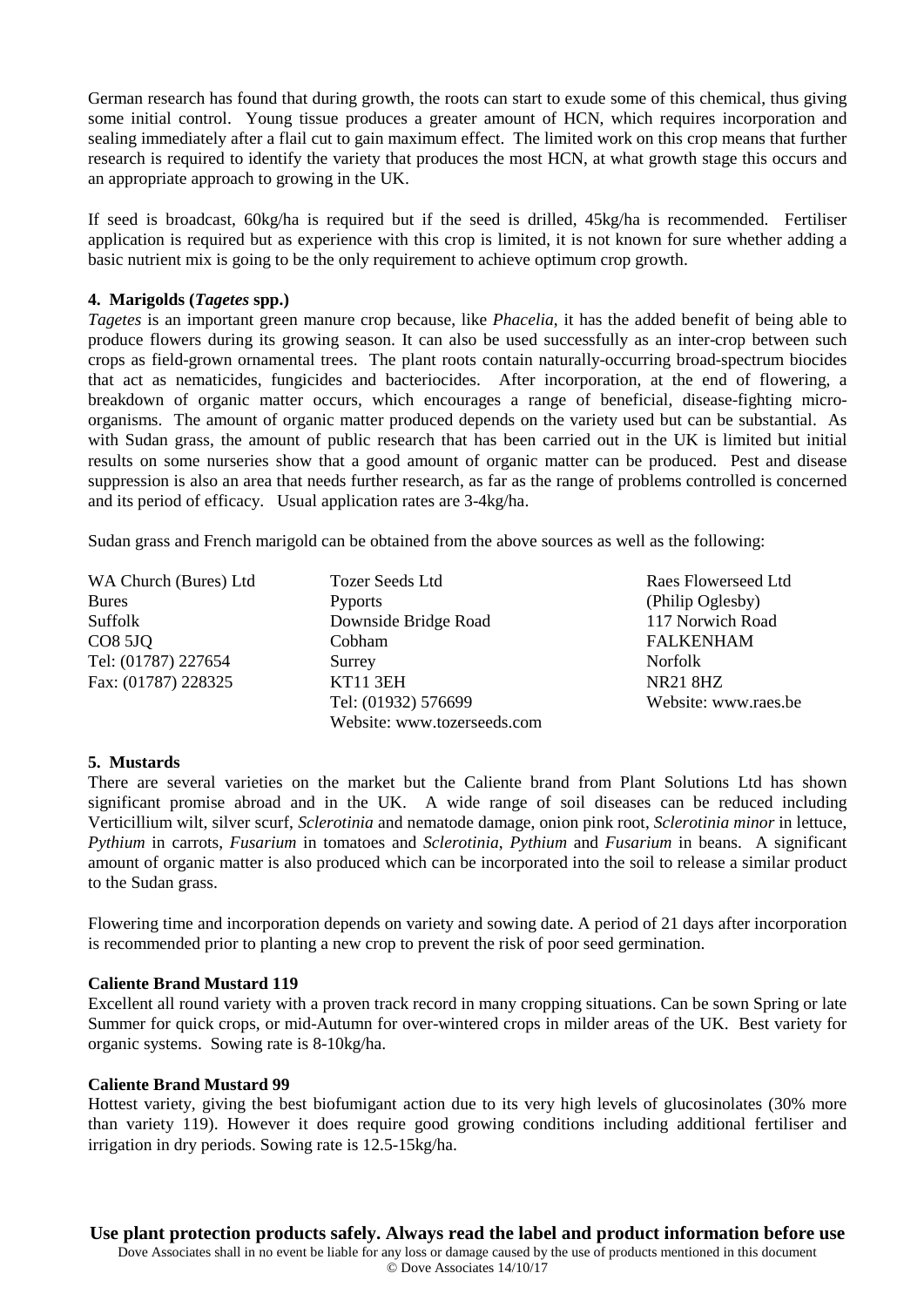German research has found that during growth, the roots can start to exude some of this chemical, thus giving some initial control. Young tissue produces a greater amount of HCN, which requires incorporation and sealing immediately after a flail cut to gain maximum effect. The limited work on this crop means that further research is required to identify the variety that produces the most HCN, at what growth stage this occurs and an appropriate approach to growing in the UK.

If seed is broadcast, 60kg/ha is required but if the seed is drilled, 45kg/ha is recommended. Fertiliser application is required but as experience with this crop is limited, it is not known for sure whether adding a basic nutrient mix is going to be the only requirement to achieve optimum crop growth.

**4. Marigolds (*Tagetes* spp.)**

*Tagetes* is an important green manure crop because, like *Phacelia*, it has the added benefit of being able to produce flowers during its growing season. It can also be used successfully as an inter-crop between such crops as field-grown ornamental trees. The plant roots contain naturally-occurring broad-spectrum biocides that act as nematicides, fungicides and bacteriocides. After incorporation, at the end of flowering, a breakdown of organic matter occurs, which encourages a range of beneficial, disease-fighting micro-organisms. The amount of organic matter produced depends on the variety used but can be substantial. As with Sudan grass, the amount of public research that has been carried out in the UK is limited but initial results on some nurseries show that a good amount of organic matter can be produced. Pest and disease suppression is also an area that needs further research, as far as the range of problems controlled is concerned and its period of efficacy. Usual application rates are 3-4kg/ha.

Sudan grass and French marigold can be obtained from the above sources as well as the following:

WA Church (Bures) Ltd
Bures
Suffolk
CO8 5JQ
Tel: (01787) 227654
Fax: (01787) 228325

Tozer Seeds Ltd
Pyports
Downside Bridge Road
Cobham
Surrey
KT11 3EH
Tel: (01932) 576699
Website: www.tozerseeds.com

Raes Flowerseed Ltd
(Philip Oglesby)
117 Norwich Road
FALKENHAM
Norfolk
NR21 8HZ
Website: www.raes.be

**5. Mustards**

There are several varieties on the market but the Caliente brand from Plant Solutions Ltd has shown significant promise abroad and in the UK. A wide range of soil diseases can be reduced including Verticillium wilt, silver scurf, *Sclerotinia* and nematode damage, onion pink root, *Sclerotinia minor* in lettuce, *Pythium* in carrots, *Fusarium* in tomatoes and *Sclerotinia*, *Pythium* and *Fusarium* in beans. A significant amount of organic matter is also produced which can be incorporated into the soil to release a similar product to the Sudan grass.

Flowering time and incorporation depends on variety and sowing date. A period of 21 days after incorporation is recommended prior to planting a new crop to prevent the risk of poor seed germination.

**Caliente Brand Mustard 119**

Excellent all round variety with a proven track record in many cropping situations. Can be sown Spring or late Summer for quick crops, or mid-Autumn for over-wintered crops in milder areas of the UK. Best variety for organic systems. Sowing rate is 8-10kg/ha.

**Caliente Brand Mustard 99**

Hottest variety, giving the best biofumigant action due to its very high levels of glucosinolates (30% more than variety 119). However it does require good growing conditions including additional fertiliser and irrigation in dry periods. Sowing rate is 12.5-15kg/ha.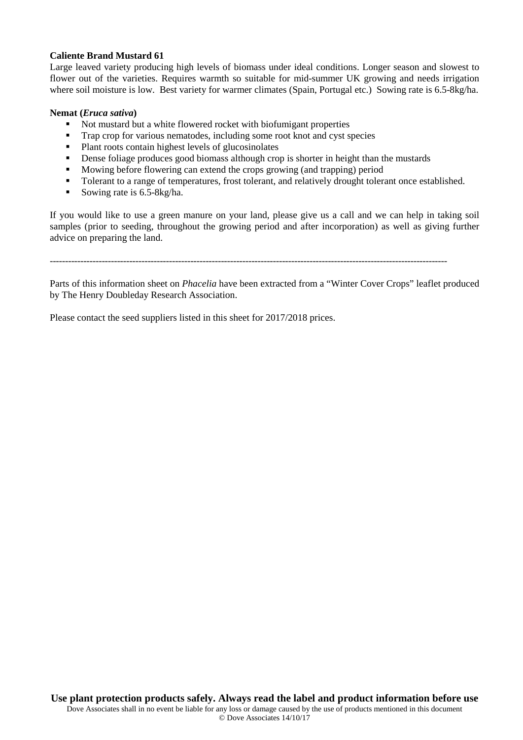**Caliente Brand Mustard 61**

Large leaved variety producing high levels of biomass under ideal conditions. Longer season and slowest to flower out of the varieties. Requires warmth so suitable for mid-summer UK growing and needs irrigation where soil moisture is low. Best variety for warmer climates (Spain, Portugal etc.) Sowing rate is 6.5-8kg/ha.

**Nemat (*Eruca sativa*)**

- Not mustard but a white flowered rocket with biofumigant properties
- Trap crop for various nematodes, including some root knot and cyst species
- Plant roots contain highest levels of glucosinolates
- Dense foliage produces good biomass although crop is shorter in height than the mustards
- Mowing before flowering can extend the crops growing (and trapping) period
- Tolerant to a range of temperatures, frost tolerant, and relatively drought tolerant once established.
- Sowing rate is 6.5-8kg/ha.

If you would like to use a green manure on your land, please give us a call and we can help in taking soil samples (prior to seeding, throughout the growing period and after incorporation) as well as giving further advice on preparing the land.

---

Parts of this information sheet on *Phacelia* have been extracted from a "Winter Cover Crops" leaflet produced by The Henry Doubleday Research Association.

Please contact the seed suppliers listed in this sheet for 2017/2018 prices.

**Use plant protection products safely. Always read the label and product information before use**

Dove Associates shall in no event be liable for any loss or damage caused by the use of products mentioned in this document

© Dove Associates 14/10/17